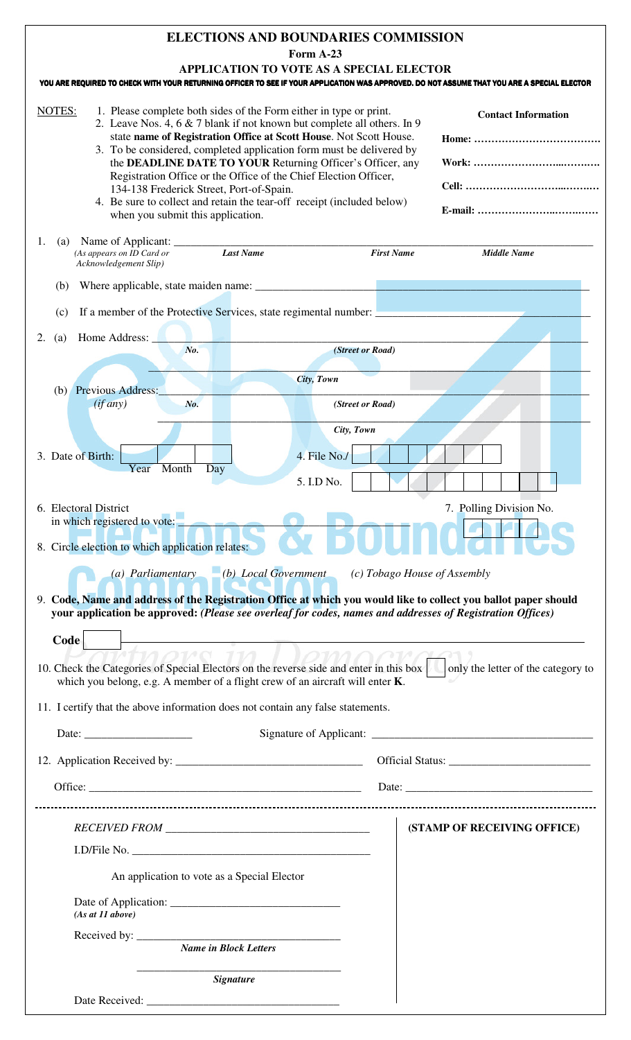# ELECTIONS AND BOUNDARIES COMMISSION

**Form A-23**

**APPLICATION TO VOTE AS A SPECIAL ELECTOR**

**YOU ARE REQUIRED TO CHECK WITH YOUR RETURNING OFFICER TO SEE IF YOUR APPLICATION WAS APPROVED. DO NOT ASSUME THAT YOU ARE A SPECIAL ELECTOR**

NOTES:
1. Please complete both sides of the Form either in type or print.
2. Leave Nos. 4, 6 & 7 blank if not known but complete all others. In 9 state **name of Registration Office at Scott House**. Not Scott House.
3. To be considered, completed application form must be delivered by the **DEADLINE DATE TO YOUR** Returning Officer's Officer, any Registration Office or the Office of the Chief Election Officer, 134-138 Frederick Street, Port-of-Spain.
4. Be sure to collect and retain the tear-off receipt (included below) when you submit this application.

**Contact Information**

**Home:** ……………………………

**Work:** ……………………………

**Cell:** ……………………………

**E-mail:** ……………………………

1. (a) Name of Applicant: ______________________________________________
   (As appears on ID Card or Acknowledgement Slip) — ***Last Name*** — ***First Name*** — ***Middle Name***

   (b) Where applicable, state maiden name: ______________________________

   (c) If a member of the Protective Services, state regimental number: ______________________________

2. (a) Home Address: ______________________________________________
   ***No.*** — ***(Street or Road)***
   ______________________________________________
   ***City, Town***

   (b) Previous Address: ______________________________________________
   *(if any)* ***No.*** — ***(Street or Road)***
   ______________________________________________
   ***City, Town***

3. Date of Birth: [ ][ ][ ] Year Month Day

4. File No./ [ ][ ][ ][ ][ ][ ][ ][ ][ ][ ]

5. I.D No. [ ][ ][ ][ ][ ][ ][ ][ ][ ][ ][ ][ ][ ][ ][ ]

6. Electoral District in which registered to vote: ______________________________

7. Polling Division No. [ ][ ][ ][ ]

8. Circle election to which application relates:

   *(a) Parliamentary* *(b) Local Government* *(c) Tobago House of Assembly*

9. **Code, Name and address of the Registration Office at which you would like to collect you ballot paper should your application be approved:** ***(Please see overleaf for codes, names and addresses of Registration Offices)***

   **Code** [ ] ______________________________________________

10. Check the Categories of Special Electors on the reverse side and enter in this box [ ] only the letter of the category to which you belong, e.g. A member of a flight crew of an aircraft will enter **K**.

11. I certify that the above information does not contain any false statements.

    Date: ____________________ Signature of Applicant: ______________________________

12. Application Received by: ______________________________ Official Status: ______________________________

    Office: ______________________________ Date: ______________________________

---

*RECEIVED FROM* ______________________________

I.D/File No. ______________________________

An application to vote as a Special Elector

Date of Application: ______________________________
***(As at 11 above)***

Received by: ______________________________
***Name in Block Letters***

______________________________
***Signature***

Date Received: ______________________________

**(STAMP OF RECEIVING OFFICE)**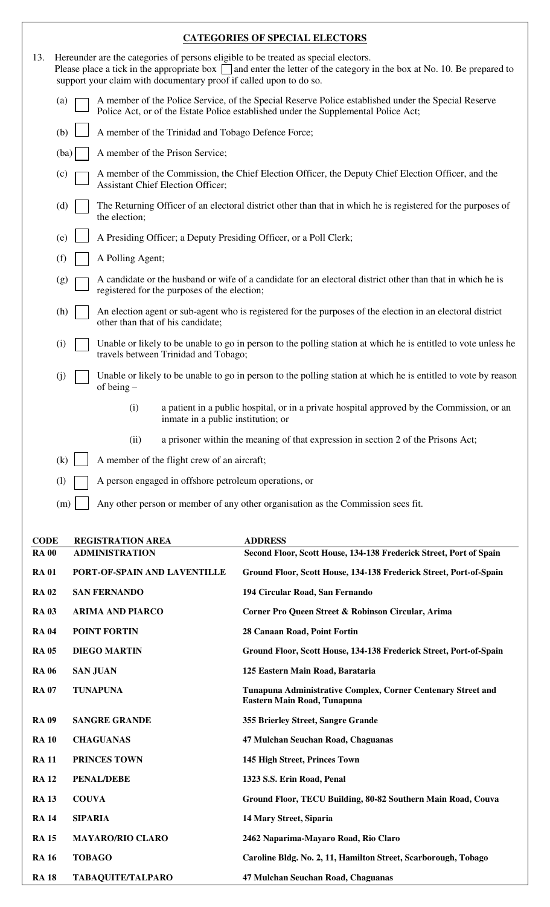## CATEGORIES OF SPECIAL ELECTORS

13. Hereunder are the categories of persons eligible to be treated as special electors.
Please place a tick in the appropriate box ☐ and enter the letter of the category in the box at No. 10. Be prepared to support your claim with documentary proof if called upon to do so.

- (a) ☐ A member of the Police Service, of the Special Reserve Police established under the Special Reserve Police Act, or of the Estate Police established under the Supplemental Police Act;
- (b) ☐ A member of the Trinidad and Tobago Defence Force;
- (ba) ☐ A member of the Prison Service;
- (c) ☐ A member of the Commission, the Chief Election Officer, the Deputy Chief Election Officer, and the Assistant Chief Election Officer;
- (d) ☐ The Returning Officer of an electoral district other than that in which he is registered for the purposes of the election;
- (e) ☐ A Presiding Officer; a Deputy Presiding Officer, or a Poll Clerk;
- (f) ☐ A Polling Agent;
- (g) ☐ A candidate or the husband or wife of a candidate for an electoral district other than that in which he is registered for the purposes of the election;
- (h) ☐ An election agent or sub-agent who is registered for the purposes of the election in an electoral district other than that of his candidate;
- (i) ☐ Unable or likely to be unable to go in person to the polling station at which he is entitled to vote unless he travels between Trinidad and Tobago;
- (j) ☐ Unable or likely to be unable to go in person to the polling station at which he is entitled to vote by reason of being –
  - (i) a patient in a public hospital, or in a private hospital approved by the Commission, or an inmate in a public institution; or
  - (ii) a prisoner within the meaning of that expression in section 2 of the Prisons Act;
- (k) ☐ A member of the flight crew of an aircraft;
- (l) ☐ A person engaged in offshore petroleum operations, or
- (m) ☐ Any other person or member of any other organisation as the Commission sees fit.

| CODE | REGISTRATION AREA | ADDRESS |
|---|---|---|
| **RA 00** | **ADMINISTRATION** | **Second Floor, Scott House, 134-138 Frederick Street, Port of Spain** |
| **RA 01** | **PORT-OF-SPAIN AND LAVENTILLE** | **Ground Floor, Scott House, 134-138 Frederick Street, Port-of-Spain** |
| **RA 02** | **SAN FERNANDO** | **194 Circular Road, San Fernando** |
| **RA 03** | **ARIMA AND PIARCO** | **Corner Pro Queen Street & Robinson Circular, Arima** |
| **RA 04** | **POINT FORTIN** | **28 Canaan Road, Point Fortin** |
| **RA 05** | **DIEGO MARTIN** | **Ground Floor, Scott House, 134-138 Frederick Street, Port-of-Spain** |
| **RA 06** | **SAN JUAN** | **125 Eastern Main Road, Barataria** |
| **RA 07** | **TUNAPUNA** | **Tunapuna Administrative Complex, Corner Centenary Street and Eastern Main Road, Tunapuna** |
| **RA 09** | **SANGRE GRANDE** | **355 Brierley Street, Sangre Grande** |
| **RA 10** | **CHAGUANAS** | **47 Mulchan Seuchan Road, Chaguanas** |
| **RA 11** | **PRINCES TOWN** | **145 High Street, Princes Town** |
| **RA 12** | **PENAL/DEBE** | **1323 S.S. Erin Road, Penal** |
| **RA 13** | **COUVA** | **Ground Floor, TECU Building, 80-82 Southern Main Road, Couva** |
| **RA 14** | **SIPARIA** | **14 Mary Street, Siparia** |
| **RA 15** | **MAYARO/RIO CLARO** | **2462 Naparima-Mayaro Road, Rio Claro** |
| **RA 16** | **TOBAGO** | **Caroline Bldg. No. 2, 11, Hamilton Street, Scarborough, Tobago** |
| **RA 18** | **TABAQUITE/TALPARO** | **47 Mulchan Seuchan Road, Chaguanas** |